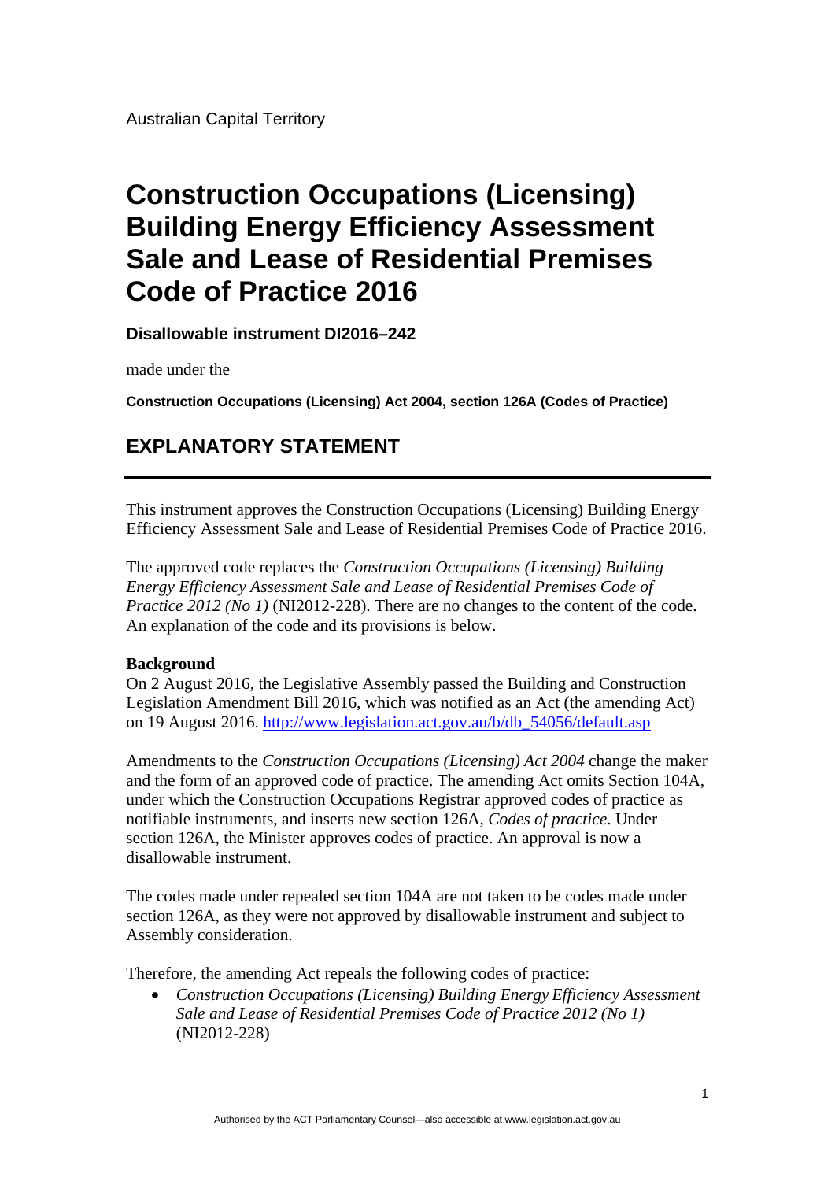Australian Capital Territory

# Construction Occupations (Licensing) Building Energy Efficiency Assessment Sale and Lease of Residential Premises Code of Practice 2016

**Disallowable instrument DI2016–242**

made under the

**Construction Occupations (Licensing) Act 2004, section 126A (Codes of Practice)**

## EXPLANATORY STATEMENT

This instrument approves the Construction Occupations (Licensing) Building Energy Efficiency Assessment Sale and Lease of Residential Premises Code of Practice 2016.

The approved code replaces the *Construction Occupations (Licensing) Building Energy Efficiency Assessment Sale and Lease of Residential Premises Code of Practice 2012 (No 1)* (NI2012-228). There are no changes to the content of the code. An explanation of the code and its provisions is below.

**Background**

On 2 August 2016, the Legislative Assembly passed the Building and Construction Legislation Amendment Bill 2016, which was notified as an Act (the amending Act) on 19 August 2016. http://www.legislation.act.gov.au/b/db_54056/default.asp

Amendments to the *Construction Occupations (Licensing) Act 2004* change the maker and the form of an approved code of practice. The amending Act omits Section 104A, under which the Construction Occupations Registrar approved codes of practice as notifiable instruments, and inserts new section 126A, *Codes of practice*. Under section 126A, the Minister approves codes of practice. An approval is now a disallowable instrument.

The codes made under repealed section 104A are not taken to be codes made under section 126A, as they were not approved by disallowable instrument and subject to Assembly consideration.

Therefore, the amending Act repeals the following codes of practice:

- *Construction Occupations (Licensing) Building Energy Efficiency Assessment Sale and Lease of Residential Premises Code of Practice 2012 (No 1)* (NI2012-228)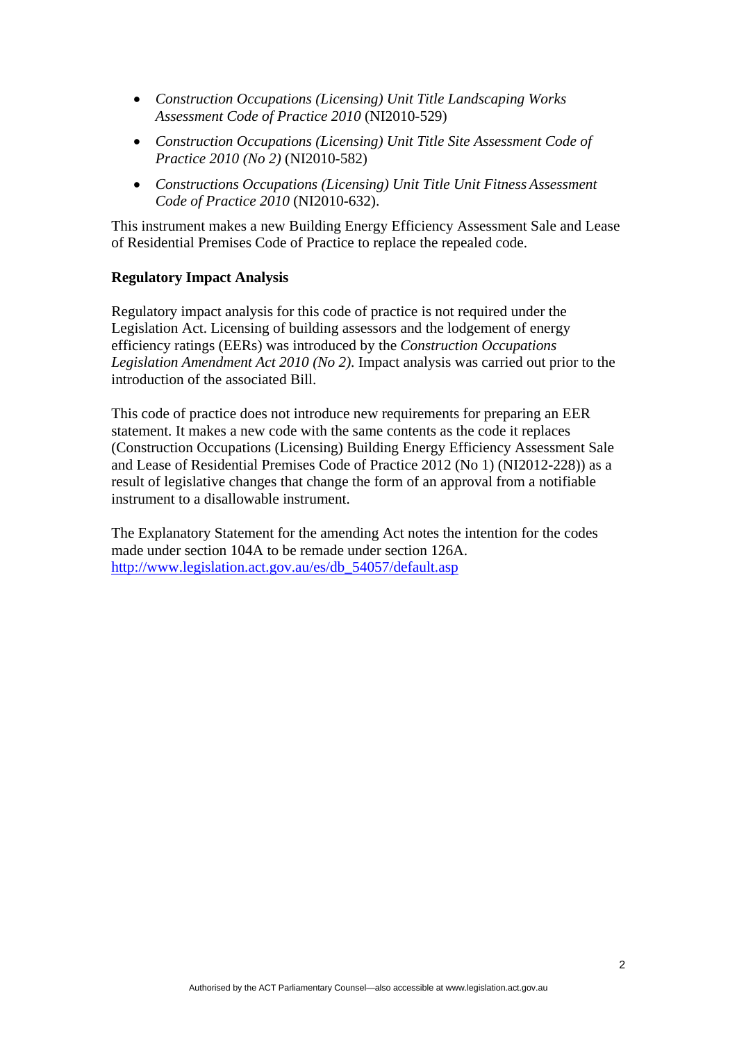- *Construction Occupations (Licensing) Unit Title Landscaping Works Assessment Code of Practice 2010* (NI2010-529)
- *Construction Occupations (Licensing) Unit Title Site Assessment Code of Practice 2010 (No 2)* (NI2010-582)
- *Constructions Occupations (Licensing) Unit Title Unit Fitness Assessment Code of Practice 2010* (NI2010-632).

This instrument makes a new Building Energy Efficiency Assessment Sale and Lease of Residential Premises Code of Practice to replace the repealed code.

**Regulatory Impact Analysis**

Regulatory impact analysis for this code of practice is not required under the Legislation Act. Licensing of building assessors and the lodgement of energy efficiency ratings (EERs) was introduced by the *Construction Occupations Legislation Amendment Act 2010 (No 2)*. Impact analysis was carried out prior to the introduction of the associated Bill.

This code of practice does not introduce new requirements for preparing an EER statement. It makes a new code with the same contents as the code it replaces (Construction Occupations (Licensing) Building Energy Efficiency Assessment Sale and Lease of Residential Premises Code of Practice 2012 (No 1) (NI2012-228)) as a result of legislative changes that change the form of an approval from a notifiable instrument to a disallowable instrument.

The Explanatory Statement for the amending Act notes the intention for the codes made under section 104A to be remade under section 126A.
http://www.legislation.act.gov.au/es/db_54057/default.asp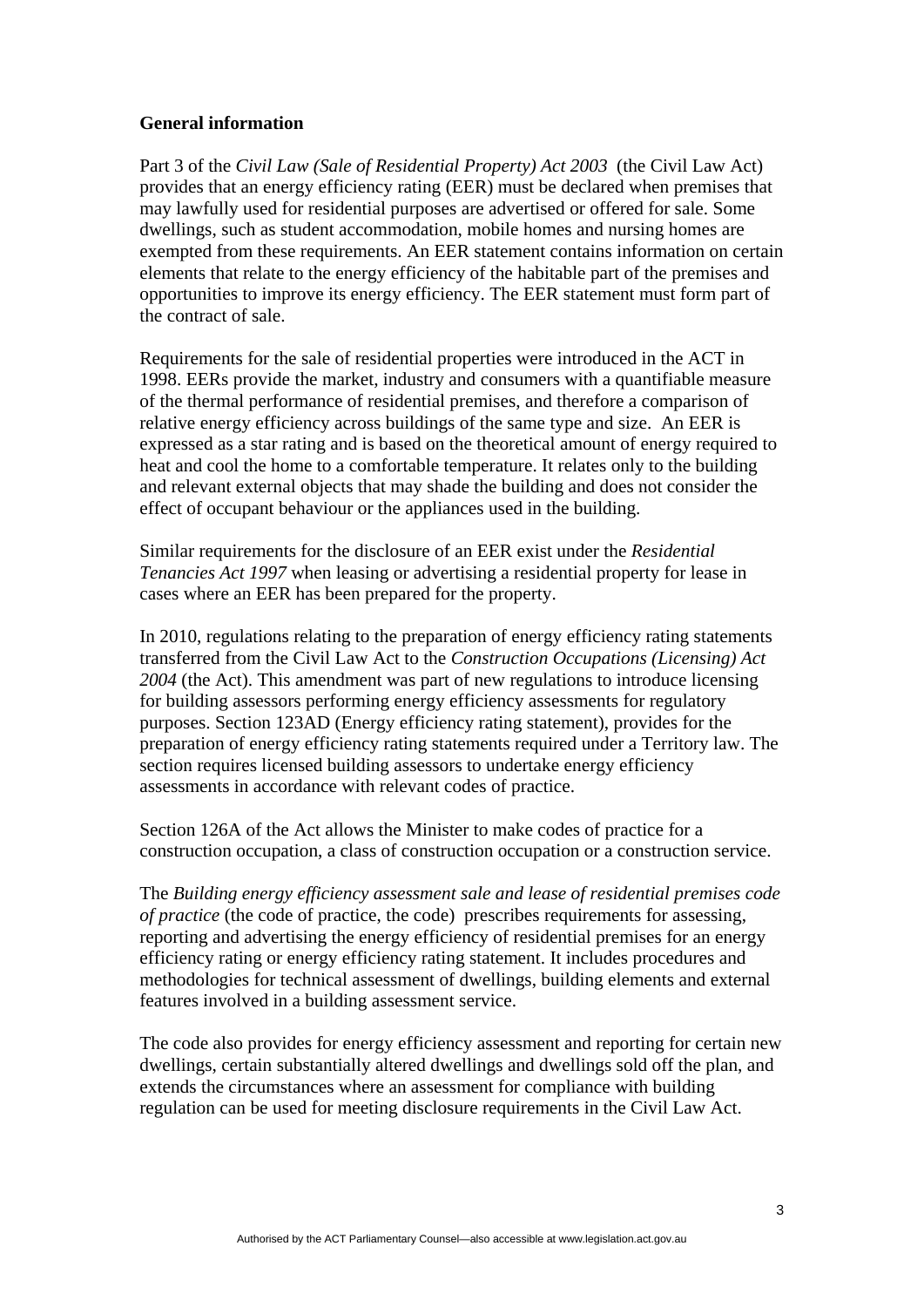**General information**

Part 3 of the *Civil Law (Sale of Residential Property) Act 2003* (the Civil Law Act) provides that an energy efficiency rating (EER) must be declared when premises that may lawfully used for residential purposes are advertised or offered for sale. Some dwellings, such as student accommodation, mobile homes and nursing homes are exempted from these requirements. An EER statement contains information on certain elements that relate to the energy efficiency of the habitable part of the premises and opportunities to improve its energy efficiency. The EER statement must form part of the contract of sale.

Requirements for the sale of residential properties were introduced in the ACT in 1998. EERs provide the market, industry and consumers with a quantifiable measure of the thermal performance of residential premises, and therefore a comparison of relative energy efficiency across buildings of the same type and size. An EER is expressed as a star rating and is based on the theoretical amount of energy required to heat and cool the home to a comfortable temperature. It relates only to the building and relevant external objects that may shade the building and does not consider the effect of occupant behaviour or the appliances used in the building.

Similar requirements for the disclosure of an EER exist under the *Residential Tenancies Act 1997* when leasing or advertising a residential property for lease in cases where an EER has been prepared for the property.

In 2010, regulations relating to the preparation of energy efficiency rating statements transferred from the Civil Law Act to the *Construction Occupations (Licensing) Act 2004* (the Act). This amendment was part of new regulations to introduce licensing for building assessors performing energy efficiency assessments for regulatory purposes. Section 123AD (Energy efficiency rating statement), provides for the preparation of energy efficiency rating statements required under a Territory law. The section requires licensed building assessors to undertake energy efficiency assessments in accordance with relevant codes of practice.

Section 126A of the Act allows the Minister to make codes of practice for a construction occupation, a class of construction occupation or a construction service.

The *Building energy efficiency assessment sale and lease of residential premises code of practice* (the code of practice, the code) prescribes requirements for assessing, reporting and advertising the energy efficiency of residential premises for an energy efficiency rating or energy efficiency rating statement. It includes procedures and methodologies for technical assessment of dwellings, building elements and external features involved in a building assessment service.

The code also provides for energy efficiency assessment and reporting for certain new dwellings, certain substantially altered dwellings and dwellings sold off the plan, and extends the circumstances where an assessment for compliance with building regulation can be used for meeting disclosure requirements in the Civil Law Act.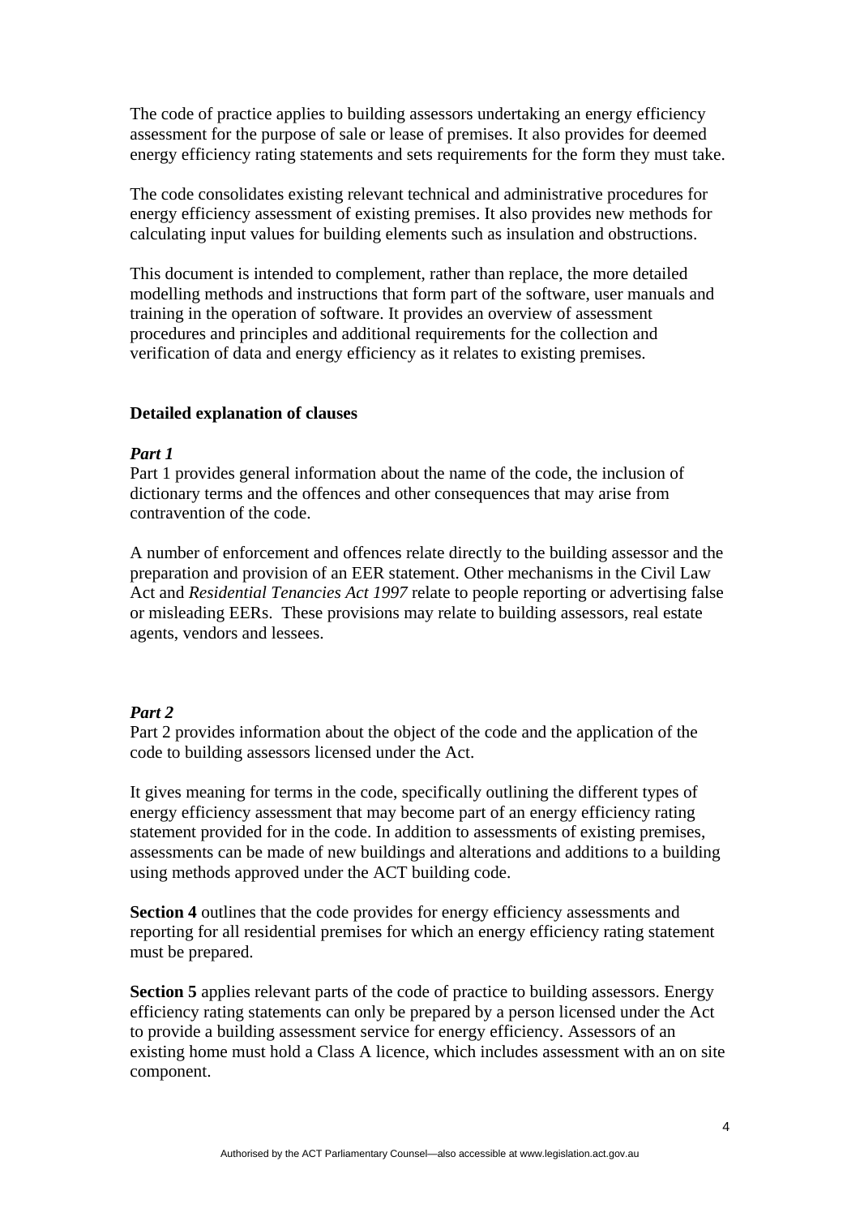The code of practice applies to building assessors undertaking an energy efficiency assessment for the purpose of sale or lease of premises. It also provides for deemed energy efficiency rating statements and sets requirements for the form they must take.

The code consolidates existing relevant technical and administrative procedures for energy efficiency assessment of existing premises. It also provides new methods for calculating input values for building elements such as insulation and obstructions.

This document is intended to complement, rather than replace, the more detailed modelling methods and instructions that form part of the software, user manuals and training in the operation of software. It provides an overview of assessment procedures and principles and additional requirements for the collection and verification of data and energy efficiency as it relates to existing premises.

**Detailed explanation of clauses**

***Part 1***

Part 1 provides general information about the name of the code, the inclusion of dictionary terms and the offences and other consequences that may arise from contravention of the code.

A number of enforcement and offences relate directly to the building assessor and the preparation and provision of an EER statement. Other mechanisms in the Civil Law Act and *Residential Tenancies Act 1997* relate to people reporting or advertising false or misleading EERs. These provisions may relate to building assessors, real estate agents, vendors and lessees.

***Part 2***

Part 2 provides information about the object of the code and the application of the code to building assessors licensed under the Act.

It gives meaning for terms in the code, specifically outlining the different types of energy efficiency assessment that may become part of an energy efficiency rating statement provided for in the code. In addition to assessments of existing premises, assessments can be made of new buildings and alterations and additions to a building using methods approved under the ACT building code.

**Section 4** outlines that the code provides for energy efficiency assessments and reporting for all residential premises for which an energy efficiency rating statement must be prepared.

**Section 5** applies relevant parts of the code of practice to building assessors. Energy efficiency rating statements can only be prepared by a person licensed under the Act to provide a building assessment service for energy efficiency. Assessors of an existing home must hold a Class A licence, which includes assessment with an on site component.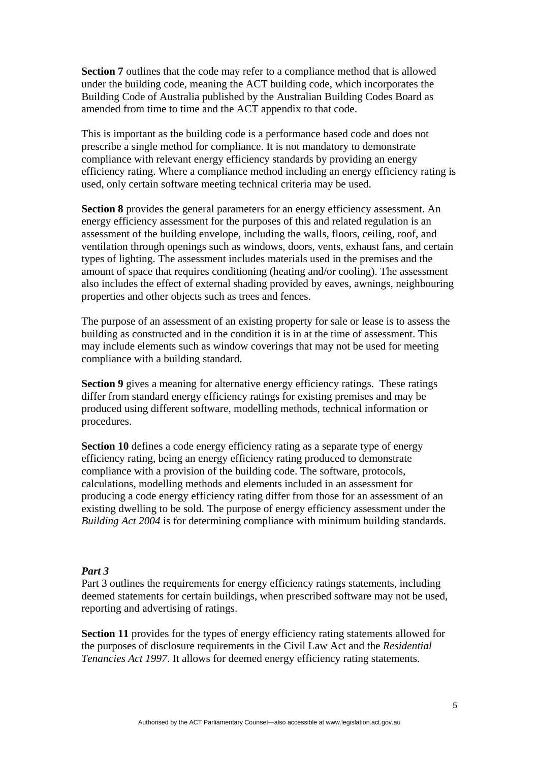**Section 7** outlines that the code may refer to a compliance method that is allowed under the building code, meaning the ACT building code, which incorporates the Building Code of Australia published by the Australian Building Codes Board as amended from time to time and the ACT appendix to that code.

This is important as the building code is a performance based code and does not prescribe a single method for compliance. It is not mandatory to demonstrate compliance with relevant energy efficiency standards by providing an energy efficiency rating. Where a compliance method including an energy efficiency rating is used, only certain software meeting technical criteria may be used.

**Section 8** provides the general parameters for an energy efficiency assessment. An energy efficiency assessment for the purposes of this and related regulation is an assessment of the building envelope, including the walls, floors, ceiling, roof, and ventilation through openings such as windows, doors, vents, exhaust fans, and certain types of lighting. The assessment includes materials used in the premises and the amount of space that requires conditioning (heating and/or cooling). The assessment also includes the effect of external shading provided by eaves, awnings, neighbouring properties and other objects such as trees and fences.

The purpose of an assessment of an existing property for sale or lease is to assess the building as constructed and in the condition it is in at the time of assessment. This may include elements such as window coverings that may not be used for meeting compliance with a building standard.

**Section 9** gives a meaning for alternative energy efficiency ratings. These ratings differ from standard energy efficiency ratings for existing premises and may be produced using different software, modelling methods, technical information or procedures.

**Section 10** defines a code energy efficiency rating as a separate type of energy efficiency rating, being an energy efficiency rating produced to demonstrate compliance with a provision of the building code. The software, protocols, calculations, modelling methods and elements included in an assessment for producing a code energy efficiency rating differ from those for an assessment of an existing dwelling to be sold. The purpose of energy efficiency assessment under the *Building Act 2004* is for determining compliance with minimum building standards.

***Part 3***

Part 3 outlines the requirements for energy efficiency ratings statements, including deemed statements for certain buildings, when prescribed software may not be used, reporting and advertising of ratings.

**Section 11** provides for the types of energy efficiency rating statements allowed for the purposes of disclosure requirements in the Civil Law Act and the *Residential Tenancies Act 1997*. It allows for deemed energy efficiency rating statements.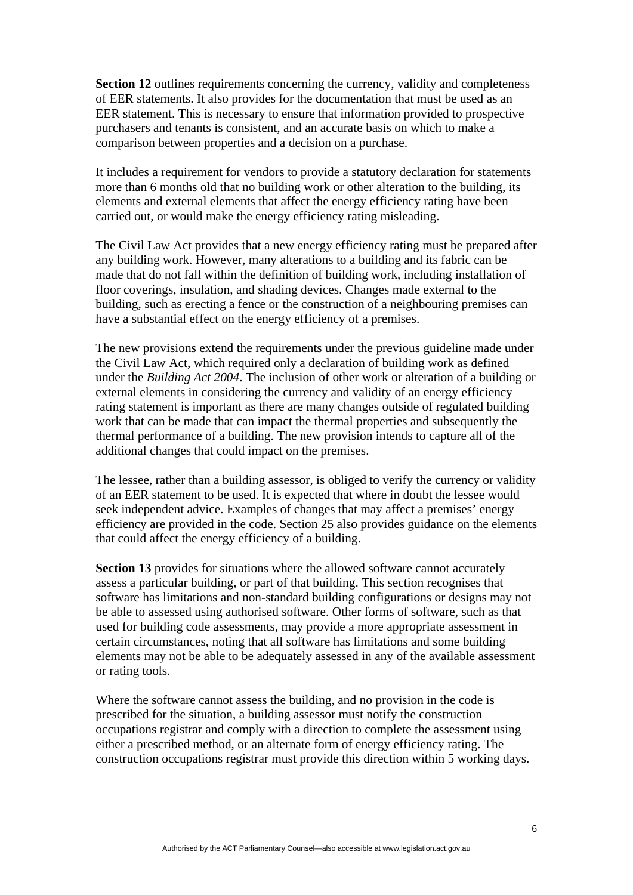**Section 12** outlines requirements concerning the currency, validity and completeness of EER statements. It also provides for the documentation that must be used as an EER statement. This is necessary to ensure that information provided to prospective purchasers and tenants is consistent, and an accurate basis on which to make a comparison between properties and a decision on a purchase.

It includes a requirement for vendors to provide a statutory declaration for statements more than 6 months old that no building work or other alteration to the building, its elements and external elements that affect the energy efficiency rating have been carried out, or would make the energy efficiency rating misleading.

The Civil Law Act provides that a new energy efficiency rating must be prepared after any building work. However, many alterations to a building and its fabric can be made that do not fall within the definition of building work, including installation of floor coverings, insulation, and shading devices. Changes made external to the building, such as erecting a fence or the construction of a neighbouring premises can have a substantial effect on the energy efficiency of a premises.

The new provisions extend the requirements under the previous guideline made under the Civil Law Act, which required only a declaration of building work as defined under the *Building Act 2004*. The inclusion of other work or alteration of a building or external elements in considering the currency and validity of an energy efficiency rating statement is important as there are many changes outside of regulated building work that can be made that can impact the thermal properties and subsequently the thermal performance of a building. The new provision intends to capture all of the additional changes that could impact on the premises.

The lessee, rather than a building assessor, is obliged to verify the currency or validity of an EER statement to be used. It is expected that where in doubt the lessee would seek independent advice. Examples of changes that may affect a premises' energy efficiency are provided in the code. Section 25 also provides guidance on the elements that could affect the energy efficiency of a building.

**Section 13** provides for situations where the allowed software cannot accurately assess a particular building, or part of that building. This section recognises that software has limitations and non-standard building configurations or designs may not be able to assessed using authorised software. Other forms of software, such as that used for building code assessments, may provide a more appropriate assessment in certain circumstances, noting that all software has limitations and some building elements may not be able to be adequately assessed in any of the available assessment or rating tools.

Where the software cannot assess the building, and no provision in the code is prescribed for the situation, a building assessor must notify the construction occupations registrar and comply with a direction to complete the assessment using either a prescribed method, or an alternate form of energy efficiency rating. The construction occupations registrar must provide this direction within 5 working days.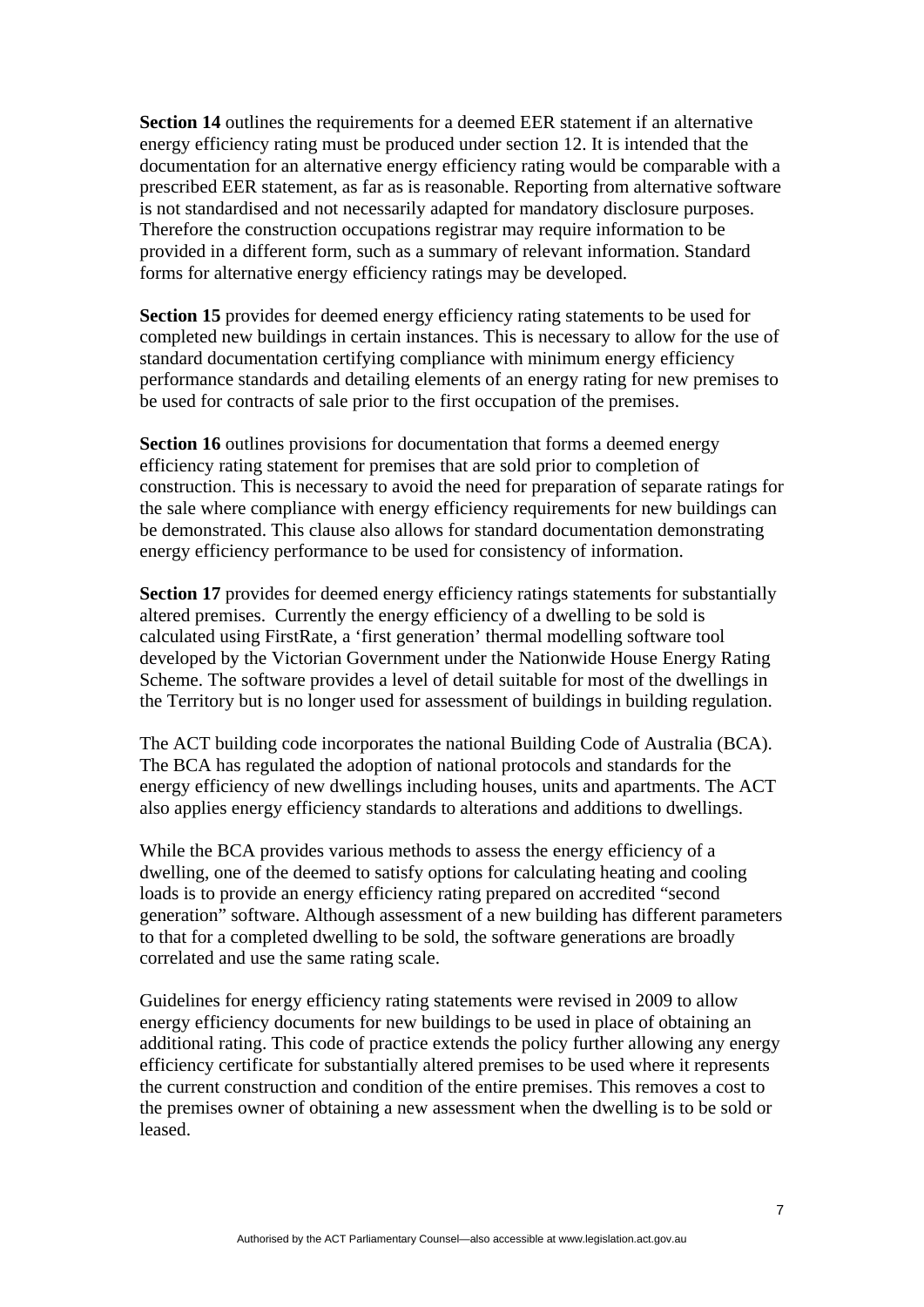**Section 14** outlines the requirements for a deemed EER statement if an alternative energy efficiency rating must be produced under section 12. It is intended that the documentation for an alternative energy efficiency rating would be comparable with a prescribed EER statement, as far as is reasonable. Reporting from alternative software is not standardised and not necessarily adapted for mandatory disclosure purposes. Therefore the construction occupations registrar may require information to be provided in a different form, such as a summary of relevant information. Standard forms for alternative energy efficiency ratings may be developed.

**Section 15** provides for deemed energy efficiency rating statements to be used for completed new buildings in certain instances. This is necessary to allow for the use of standard documentation certifying compliance with minimum energy efficiency performance standards and detailing elements of an energy rating for new premises to be used for contracts of sale prior to the first occupation of the premises.

**Section 16** outlines provisions for documentation that forms a deemed energy efficiency rating statement for premises that are sold prior to completion of construction. This is necessary to avoid the need for preparation of separate ratings for the sale where compliance with energy efficiency requirements for new buildings can be demonstrated. This clause also allows for standard documentation demonstrating energy efficiency performance to be used for consistency of information.

**Section 17** provides for deemed energy efficiency ratings statements for substantially altered premises. Currently the energy efficiency of a dwelling to be sold is calculated using FirstRate, a 'first generation' thermal modelling software tool developed by the Victorian Government under the Nationwide House Energy Rating Scheme. The software provides a level of detail suitable for most of the dwellings in the Territory but is no longer used for assessment of buildings in building regulation.

The ACT building code incorporates the national Building Code of Australia (BCA). The BCA has regulated the adoption of national protocols and standards for the energy efficiency of new dwellings including houses, units and apartments. The ACT also applies energy efficiency standards to alterations and additions to dwellings.

While the BCA provides various methods to assess the energy efficiency of a dwelling, one of the deemed to satisfy options for calculating heating and cooling loads is to provide an energy efficiency rating prepared on accredited "second generation" software. Although assessment of a new building has different parameters to that for a completed dwelling to be sold, the software generations are broadly correlated and use the same rating scale.

Guidelines for energy efficiency rating statements were revised in 2009 to allow energy efficiency documents for new buildings to be used in place of obtaining an additional rating. This code of practice extends the policy further allowing any energy efficiency certificate for substantially altered premises to be used where it represents the current construction and condition of the entire premises. This removes a cost to the premises owner of obtaining a new assessment when the dwelling is to be sold or leased.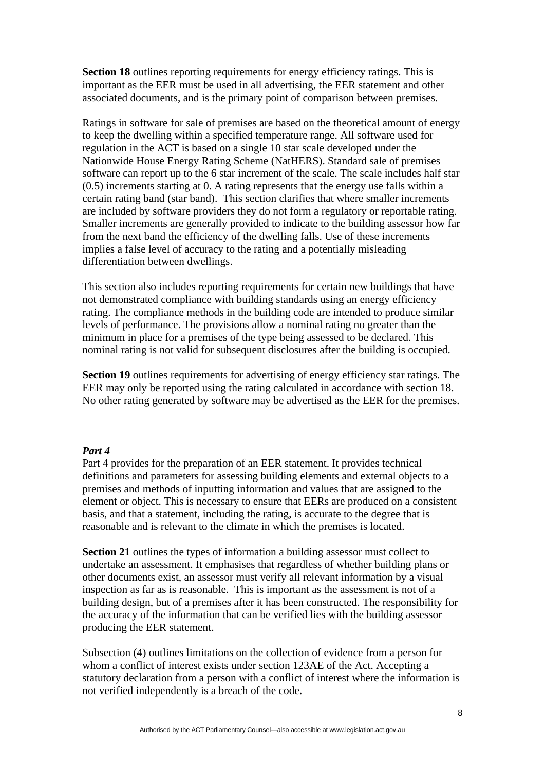**Section 18** outlines reporting requirements for energy efficiency ratings. This is important as the EER must be used in all advertising, the EER statement and other associated documents, and is the primary point of comparison between premises.

Ratings in software for sale of premises are based on the theoretical amount of energy to keep the dwelling within a specified temperature range. All software used for regulation in the ACT is based on a single 10 star scale developed under the Nationwide House Energy Rating Scheme (NatHERS). Standard sale of premises software can report up to the 6 star increment of the scale. The scale includes half star (0.5) increments starting at 0. A rating represents that the energy use falls within a certain rating band (star band). This section clarifies that where smaller increments are included by software providers they do not form a regulatory or reportable rating. Smaller increments are generally provided to indicate to the building assessor how far from the next band the efficiency of the dwelling falls. Use of these increments implies a false level of accuracy to the rating and a potentially misleading differentiation between dwellings.

This section also includes reporting requirements for certain new buildings that have not demonstrated compliance with building standards using an energy efficiency rating. The compliance methods in the building code are intended to produce similar levels of performance. The provisions allow a nominal rating no greater than the minimum in place for a premises of the type being assessed to be declared. This nominal rating is not valid for subsequent disclosures after the building is occupied.

**Section 19** outlines requirements for advertising of energy efficiency star ratings. The EER may only be reported using the rating calculated in accordance with section 18. No other rating generated by software may be advertised as the EER for the premises.

***Part 4***

Part 4 provides for the preparation of an EER statement. It provides technical definitions and parameters for assessing building elements and external objects to a premises and methods of inputting information and values that are assigned to the element or object. This is necessary to ensure that EERs are produced on a consistent basis, and that a statement, including the rating, is accurate to the degree that is reasonable and is relevant to the climate in which the premises is located.

**Section 21** outlines the types of information a building assessor must collect to undertake an assessment. It emphasises that regardless of whether building plans or other documents exist, an assessor must verify all relevant information by a visual inspection as far as is reasonable. This is important as the assessment is not of a building design, but of a premises after it has been constructed. The responsibility for the accuracy of the information that can be verified lies with the building assessor producing the EER statement.

Subsection (4) outlines limitations on the collection of evidence from a person for whom a conflict of interest exists under section 123AE of the Act. Accepting a statutory declaration from a person with a conflict of interest where the information is not verified independently is a breach of the code.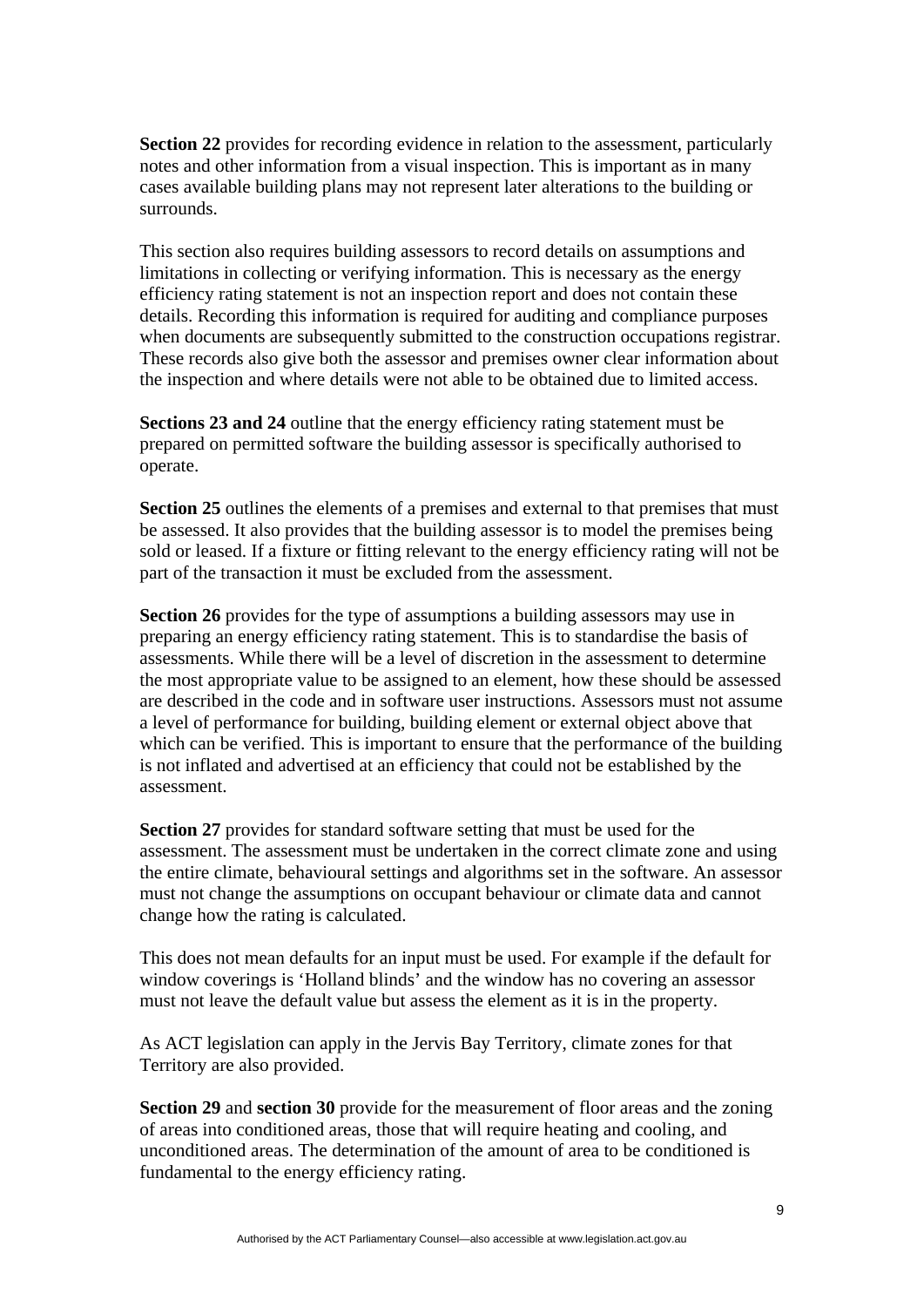**Section 22** provides for recording evidence in relation to the assessment, particularly notes and other information from a visual inspection. This is important as in many cases available building plans may not represent later alterations to the building or surrounds.

This section also requires building assessors to record details on assumptions and limitations in collecting or verifying information. This is necessary as the energy efficiency rating statement is not an inspection report and does not contain these details. Recording this information is required for auditing and compliance purposes when documents are subsequently submitted to the construction occupations registrar. These records also give both the assessor and premises owner clear information about the inspection and where details were not able to be obtained due to limited access.

**Sections 23 and 24** outline that the energy efficiency rating statement must be prepared on permitted software the building assessor is specifically authorised to operate.

**Section 25** outlines the elements of a premises and external to that premises that must be assessed. It also provides that the building assessor is to model the premises being sold or leased. If a fixture or fitting relevant to the energy efficiency rating will not be part of the transaction it must be excluded from the assessment.

**Section 26** provides for the type of assumptions a building assessors may use in preparing an energy efficiency rating statement. This is to standardise the basis of assessments. While there will be a level of discretion in the assessment to determine the most appropriate value to be assigned to an element, how these should be assessed are described in the code and in software user instructions. Assessors must not assume a level of performance for building, building element or external object above that which can be verified. This is important to ensure that the performance of the building is not inflated and advertised at an efficiency that could not be established by the assessment.

**Section 27** provides for standard software setting that must be used for the assessment. The assessment must be undertaken in the correct climate zone and using the entire climate, behavioural settings and algorithms set in the software. An assessor must not change the assumptions on occupant behaviour or climate data and cannot change how the rating is calculated.

This does not mean defaults for an input must be used. For example if the default for window coverings is 'Holland blinds' and the window has no covering an assessor must not leave the default value but assess the element as it is in the property.

As ACT legislation can apply in the Jervis Bay Territory, climate zones for that Territory are also provided.

**Section 29** and **section 30** provide for the measurement of floor areas and the zoning of areas into conditioned areas, those that will require heating and cooling, and unconditioned areas. The determination of the amount of area to be conditioned is fundamental to the energy efficiency rating.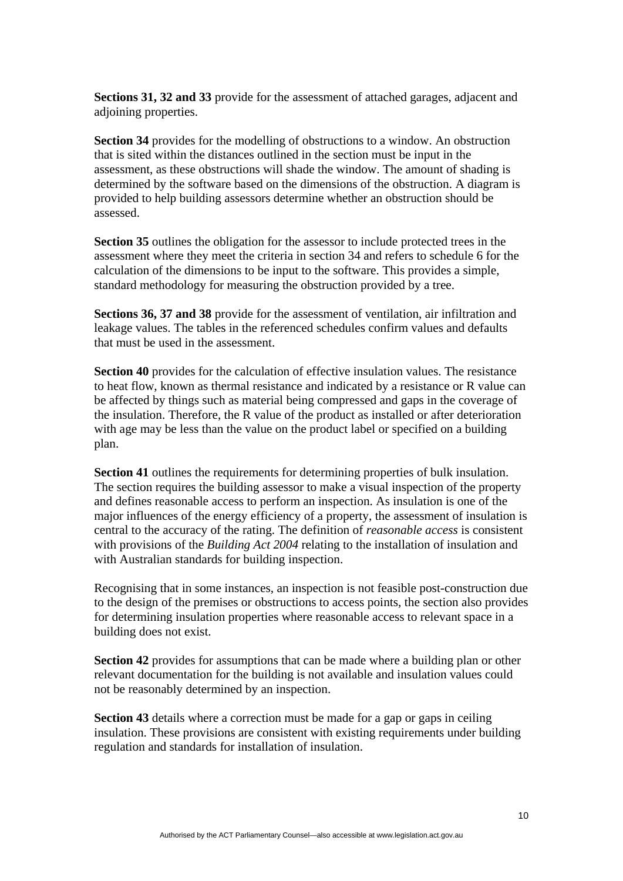**Sections 31, 32 and 33** provide for the assessment of attached garages, adjacent and adjoining properties.

**Section 34** provides for the modelling of obstructions to a window. An obstruction that is sited within the distances outlined in the section must be input in the assessment, as these obstructions will shade the window. The amount of shading is determined by the software based on the dimensions of the obstruction. A diagram is provided to help building assessors determine whether an obstruction should be assessed.

**Section 35** outlines the obligation for the assessor to include protected trees in the assessment where they meet the criteria in section 34 and refers to schedule 6 for the calculation of the dimensions to be input to the software. This provides a simple, standard methodology for measuring the obstruction provided by a tree.

**Sections 36, 37 and 38** provide for the assessment of ventilation, air infiltration and leakage values. The tables in the referenced schedules confirm values and defaults that must be used in the assessment.

**Section 40** provides for the calculation of effective insulation values. The resistance to heat flow, known as thermal resistance and indicated by a resistance or R value can be affected by things such as material being compressed and gaps in the coverage of the insulation. Therefore, the R value of the product as installed or after deterioration with age may be less than the value on the product label or specified on a building plan.

**Section 41** outlines the requirements for determining properties of bulk insulation. The section requires the building assessor to make a visual inspection of the property and defines reasonable access to perform an inspection. As insulation is one of the major influences of the energy efficiency of a property, the assessment of insulation is central to the accuracy of the rating. The definition of *reasonable access* is consistent with provisions of the *Building Act 2004* relating to the installation of insulation and with Australian standards for building inspection.

Recognising that in some instances, an inspection is not feasible post-construction due to the design of the premises or obstructions to access points, the section also provides for determining insulation properties where reasonable access to relevant space in a building does not exist.

**Section 42** provides for assumptions that can be made where a building plan or other relevant documentation for the building is not available and insulation values could not be reasonably determined by an inspection.

**Section 43** details where a correction must be made for a gap or gaps in ceiling insulation. These provisions are consistent with existing requirements under building regulation and standards for installation of insulation.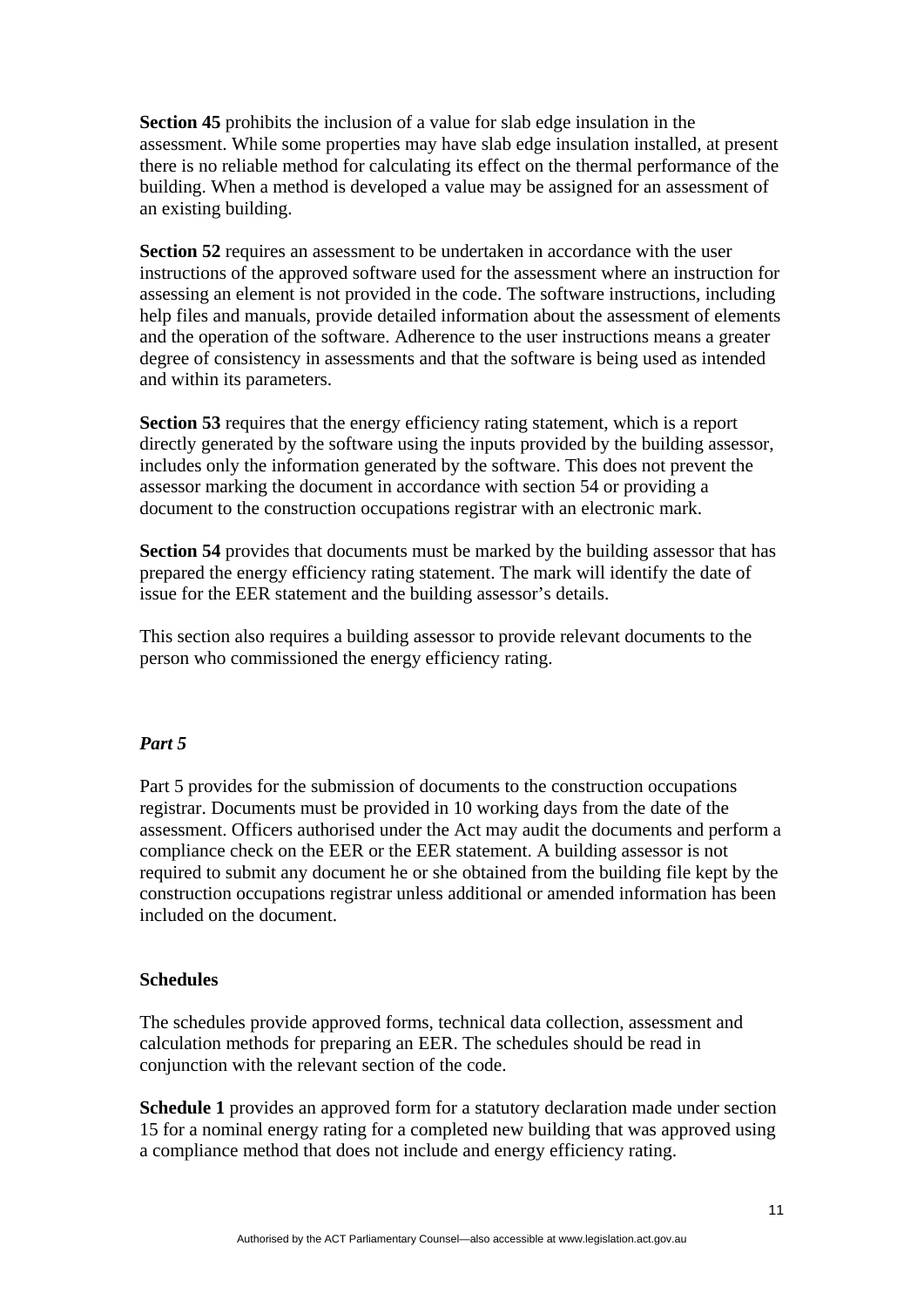**Section 45** prohibits the inclusion of a value for slab edge insulation in the assessment. While some properties may have slab edge insulation installed, at present there is no reliable method for calculating its effect on the thermal performance of the building. When a method is developed a value may be assigned for an assessment of an existing building.

**Section 52** requires an assessment to be undertaken in accordance with the user instructions of the approved software used for the assessment where an instruction for assessing an element is not provided in the code. The software instructions, including help files and manuals, provide detailed information about the assessment of elements and the operation of the software. Adherence to the user instructions means a greater degree of consistency in assessments and that the software is being used as intended and within its parameters.

**Section 53** requires that the energy efficiency rating statement, which is a report directly generated by the software using the inputs provided by the building assessor, includes only the information generated by the software. This does not prevent the assessor marking the document in accordance with section 54 or providing a document to the construction occupations registrar with an electronic mark.

**Section 54** provides that documents must be marked by the building assessor that has prepared the energy efficiency rating statement. The mark will identify the date of issue for the EER statement and the building assessor's details.

This section also requires a building assessor to provide relevant documents to the person who commissioned the energy efficiency rating.

### *Part 5*

Part 5 provides for the submission of documents to the construction occupations registrar. Documents must be provided in 10 working days from the date of the assessment. Officers authorised under the Act may audit the documents and perform a compliance check on the EER or the EER statement. A building assessor is not required to submit any document he or she obtained from the building file kept by the construction occupations registrar unless additional or amended information has been included on the document.

### Schedules

The schedules provide approved forms, technical data collection, assessment and calculation methods for preparing an EER. The schedules should be read in conjunction with the relevant section of the code.

**Schedule 1** provides an approved form for a statutory declaration made under section 15 for a nominal energy rating for a completed new building that was approved using a compliance method that does not include and energy efficiency rating.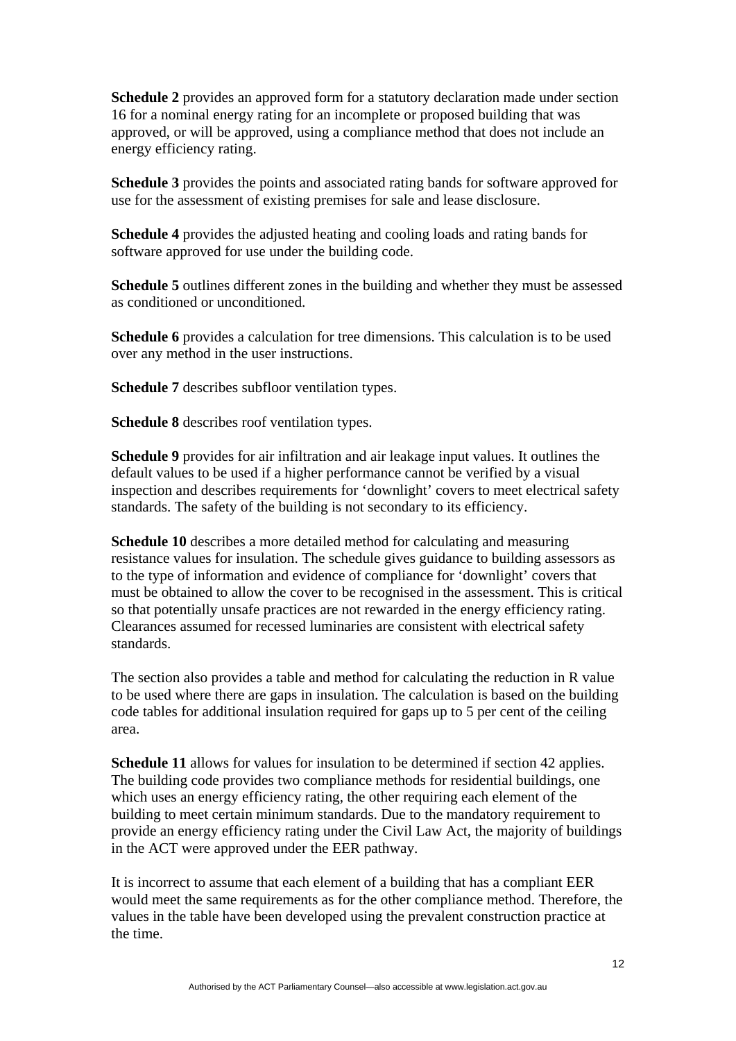**Schedule 2** provides an approved form for a statutory declaration made under section 16 for a nominal energy rating for an incomplete or proposed building that was approved, or will be approved, using a compliance method that does not include an energy efficiency rating.

**Schedule 3** provides the points and associated rating bands for software approved for use for the assessment of existing premises for sale and lease disclosure.

**Schedule 4** provides the adjusted heating and cooling loads and rating bands for software approved for use under the building code.

**Schedule 5** outlines different zones in the building and whether they must be assessed as conditioned or unconditioned.

**Schedule 6** provides a calculation for tree dimensions. This calculation is to be used over any method in the user instructions.

**Schedule 7** describes subfloor ventilation types.

**Schedule 8** describes roof ventilation types.

**Schedule 9** provides for air infiltration and air leakage input values. It outlines the default values to be used if a higher performance cannot be verified by a visual inspection and describes requirements for 'downlight' covers to meet electrical safety standards. The safety of the building is not secondary to its efficiency.

**Schedule 10** describes a more detailed method for calculating and measuring resistance values for insulation. The schedule gives guidance to building assessors as to the type of information and evidence of compliance for 'downlight' covers that must be obtained to allow the cover to be recognised in the assessment. This is critical so that potentially unsafe practices are not rewarded in the energy efficiency rating. Clearances assumed for recessed luminaries are consistent with electrical safety standards.

The section also provides a table and method for calculating the reduction in R value to be used where there are gaps in insulation. The calculation is based on the building code tables for additional insulation required for gaps up to 5 per cent of the ceiling area.

**Schedule 11** allows for values for insulation to be determined if section 42 applies. The building code provides two compliance methods for residential buildings, one which uses an energy efficiency rating, the other requiring each element of the building to meet certain minimum standards. Due to the mandatory requirement to provide an energy efficiency rating under the Civil Law Act, the majority of buildings in the ACT were approved under the EER pathway.

It is incorrect to assume that each element of a building that has a compliant EER would meet the same requirements as for the other compliance method. Therefore, the values in the table have been developed using the prevalent construction practice at the time.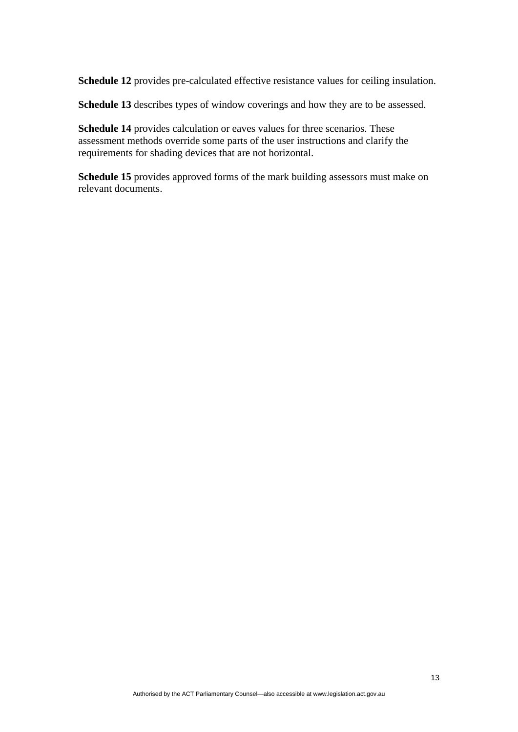**Schedule 12** provides pre-calculated effective resistance values for ceiling insulation.

**Schedule 13** describes types of window coverings and how they are to be assessed.

**Schedule 14** provides calculation or eaves values for three scenarios. These assessment methods override some parts of the user instructions and clarify the requirements for shading devices that are not horizontal.

**Schedule 15** provides approved forms of the mark building assessors must make on relevant documents.